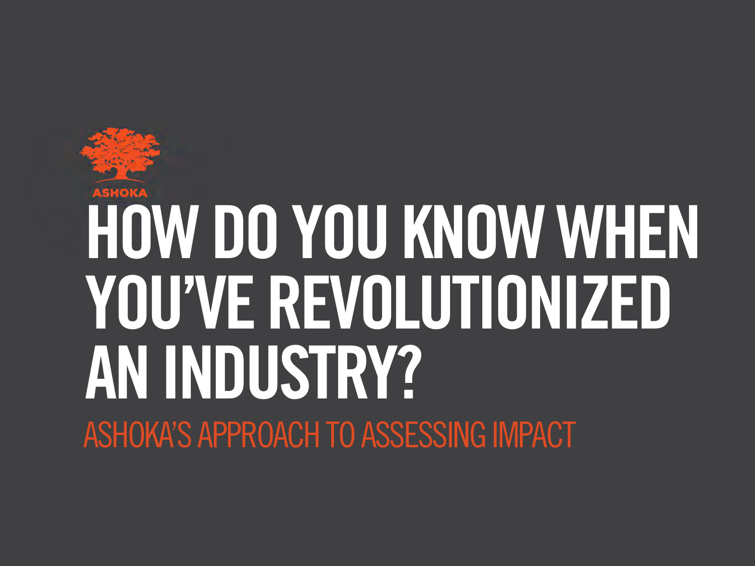ASHOKA

# HOW DO YOU KNOW WHEN YOU'VE REVOLUTIONIZED AN INDUSTRY?

## ASHOKA'S APPROACH TO ASSESSING IMPACT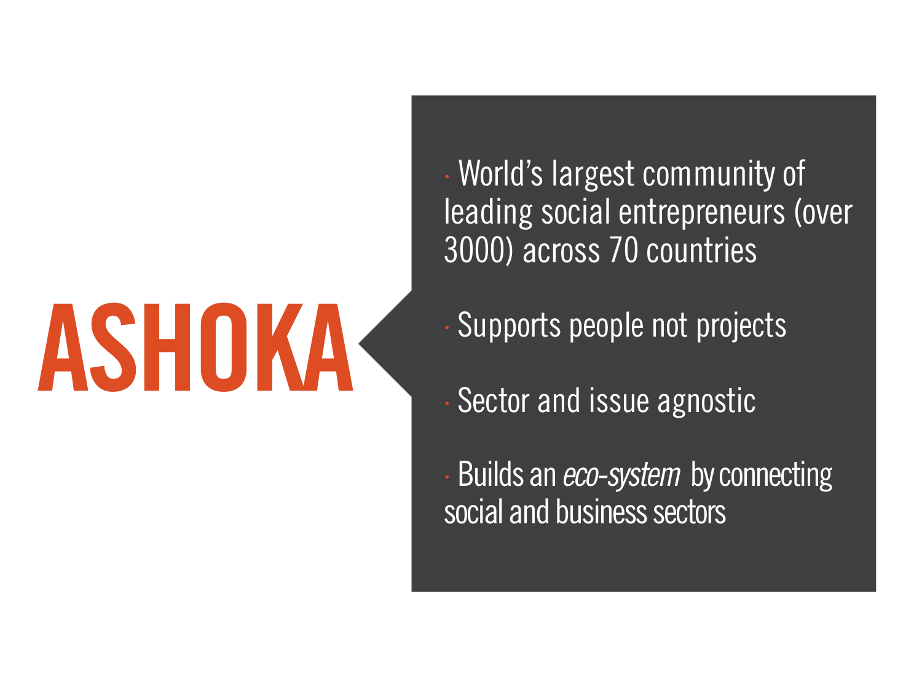# ASHOKA

- World's largest community of leading social entrepreneurs (over 3000) across 70 countries
- Supports people not projects
- Sector and issue agnostic
- Builds an *eco-system* by connecting social and business sectors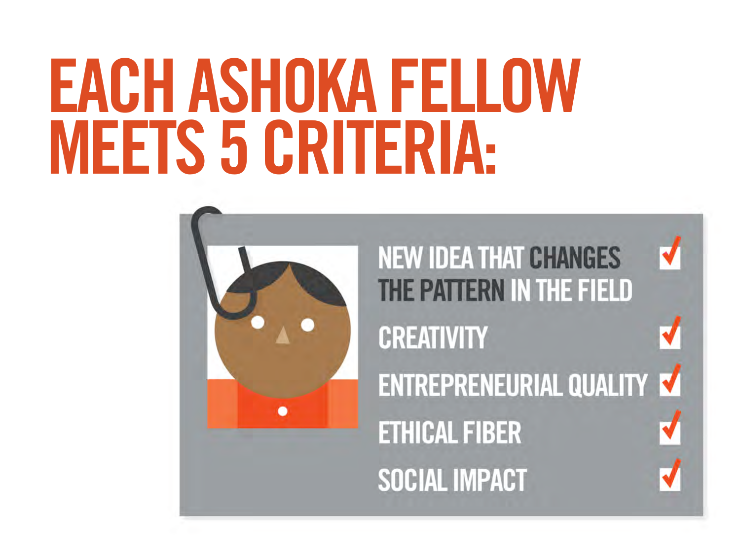# EACH ASHOKA FELLOW MEETS 5 CRITERIA:

- NEW IDEA THAT CHANGES THE PATTERN IN THE FIELD ☑
- CREATIVITY ☑
- ENTREPRENEURIAL QUALITY ☑
- ETHICAL FIBER ☑
- SOCIAL IMPACT ☑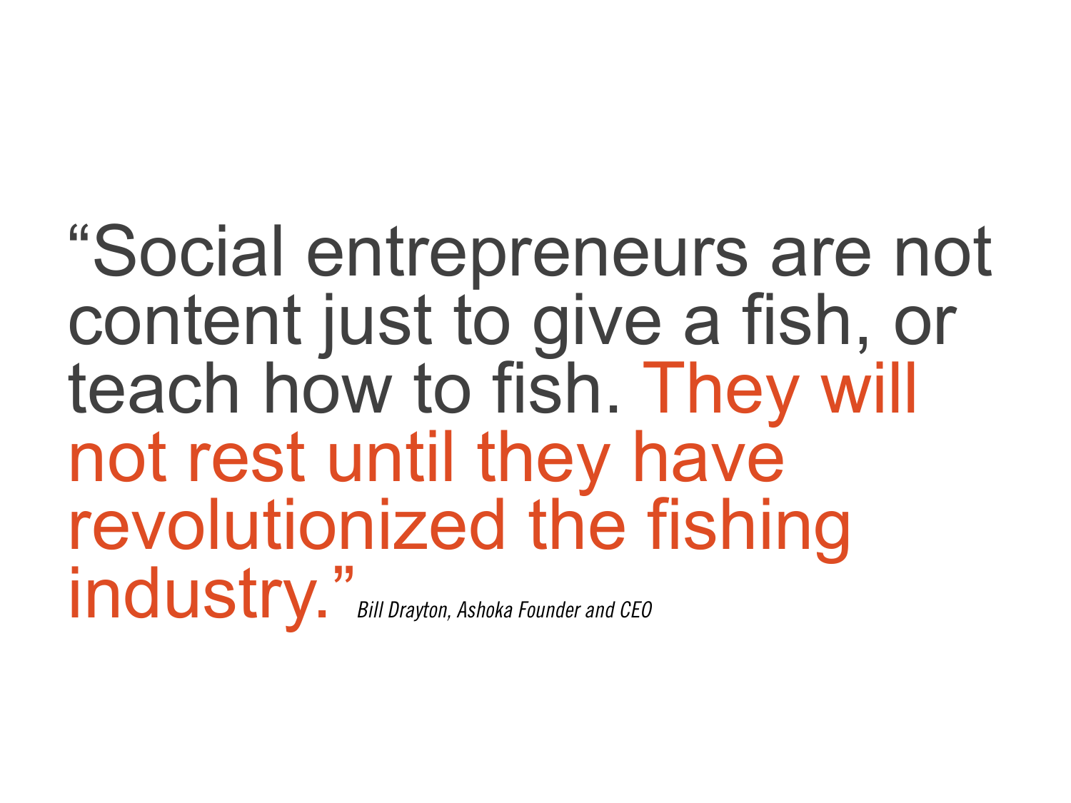"Social entrepreneurs are not content just to give a fish, or teach how to fish. They will not rest until they have revolutionized the fishing industry." *Bill Drayton, Ashoka Founder and CEO*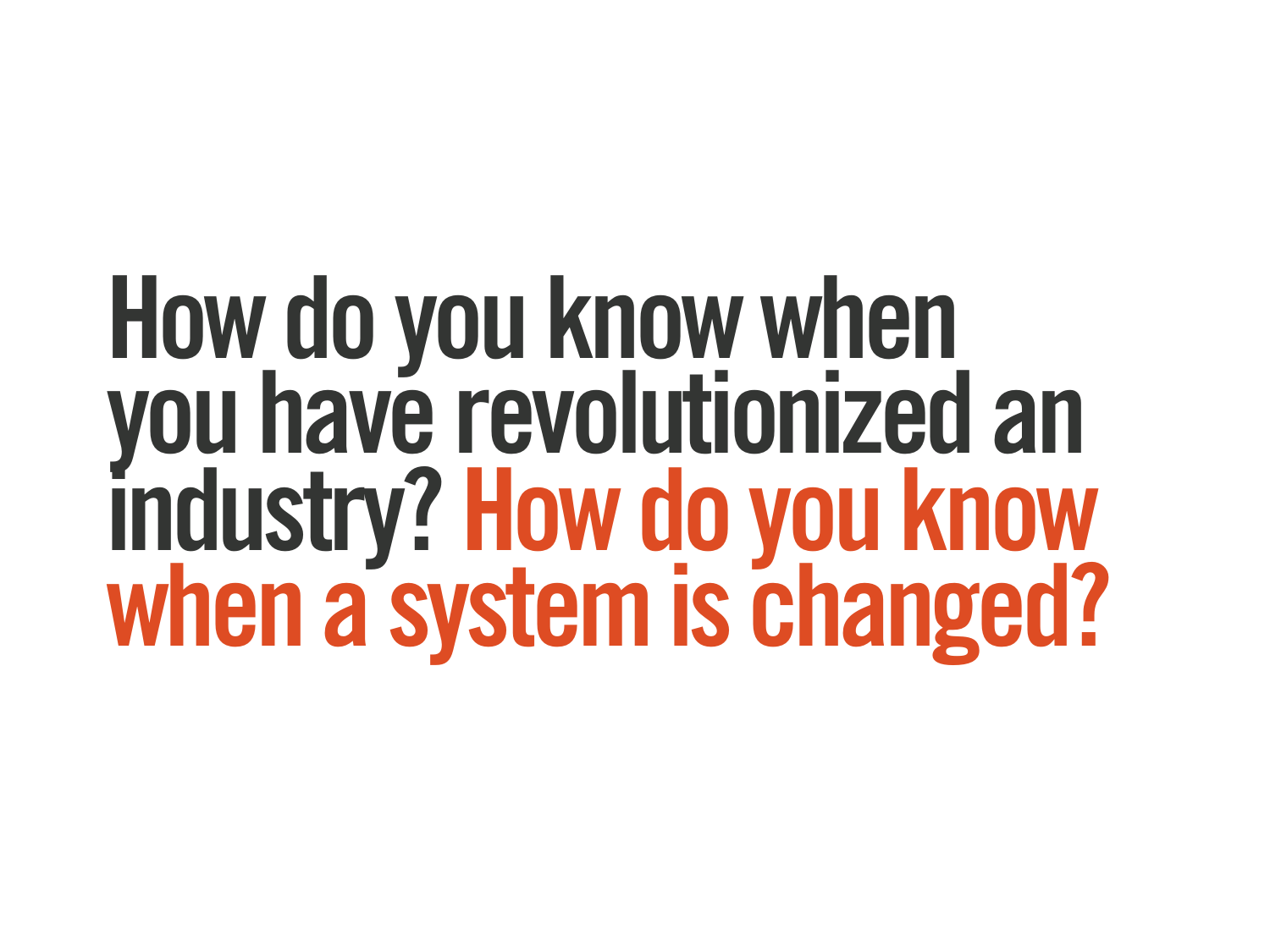**How do you know when you have revolutionized an industry? How do you know when a system is changed?**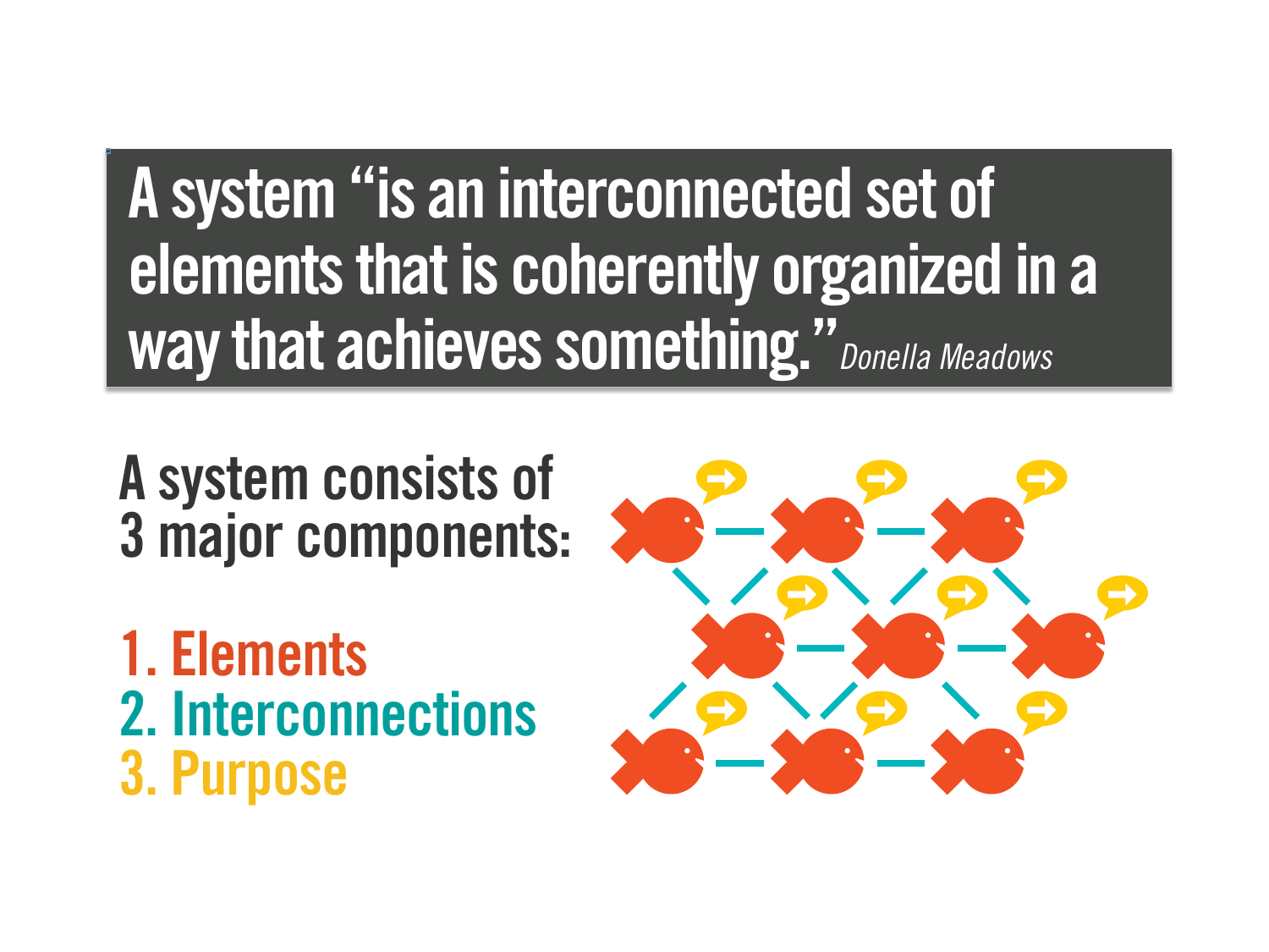A system "is an interconnected set of elements that is coherently organized in a way that achieves something." *Donella Meadows*

A system consists of 3 major components:

1. Elements
2. Interconnections
3. Purpose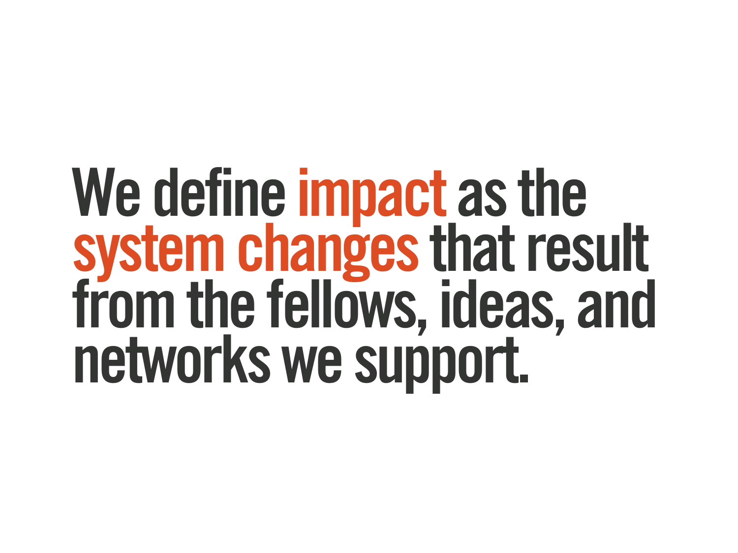We define **impact** as the **system changes** that result from the fellows, ideas, and networks we support.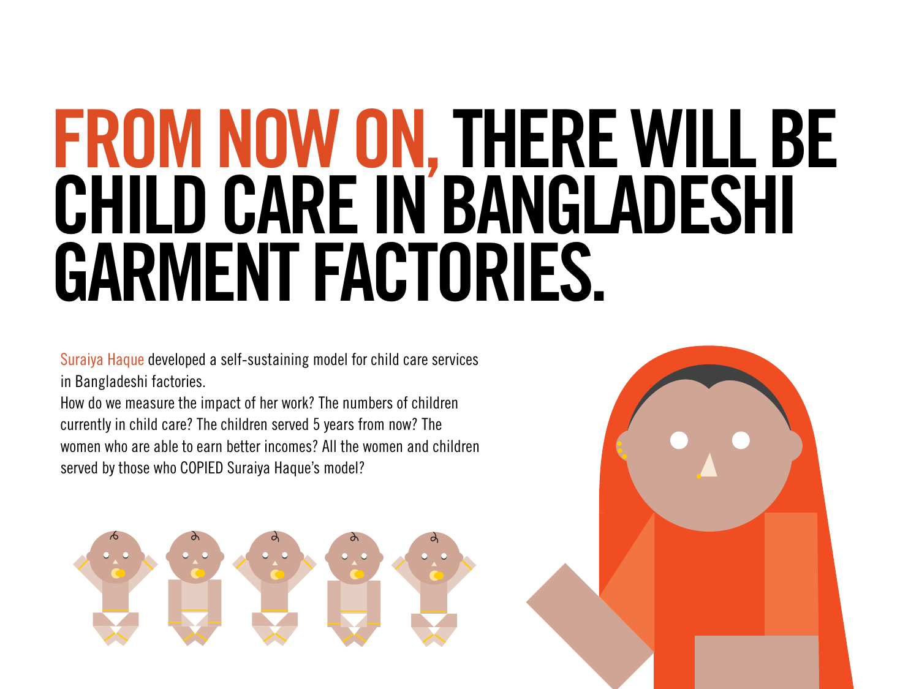# FROM NOW ON, THERE WILL BE CHILD CARE IN BANGLADESHI GARMENT FACTORIES.

Suraiya Haque developed a self-sustaining model for child care services in Bangladeshi factories.
How do we measure the impact of her work? The numbers of children currently in child care? The children served 5 years from now? The women who are able to earn better incomes? All the women and children served by those who COPIED Suraiya Haque's model?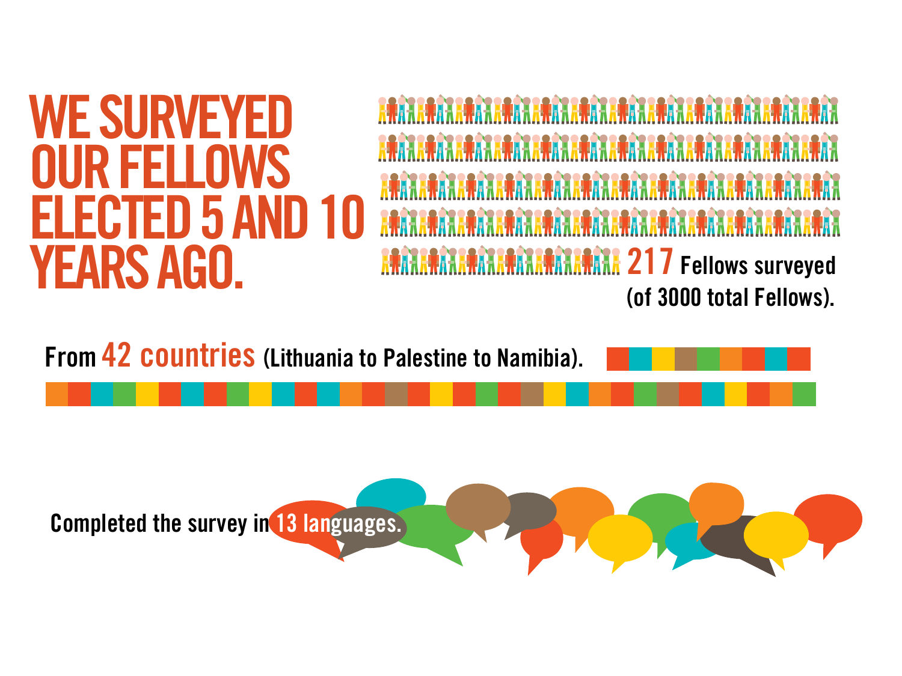# WE SURVEYED OUR FELLOWS ELECTED 5 AND 10 YEARS AGO.

**217 Fellows surveyed (of 3000 total Fellows).**

**From 42 countries (Lithuania to Palestine to Namibia).**

**Completed the survey in 13 languages.**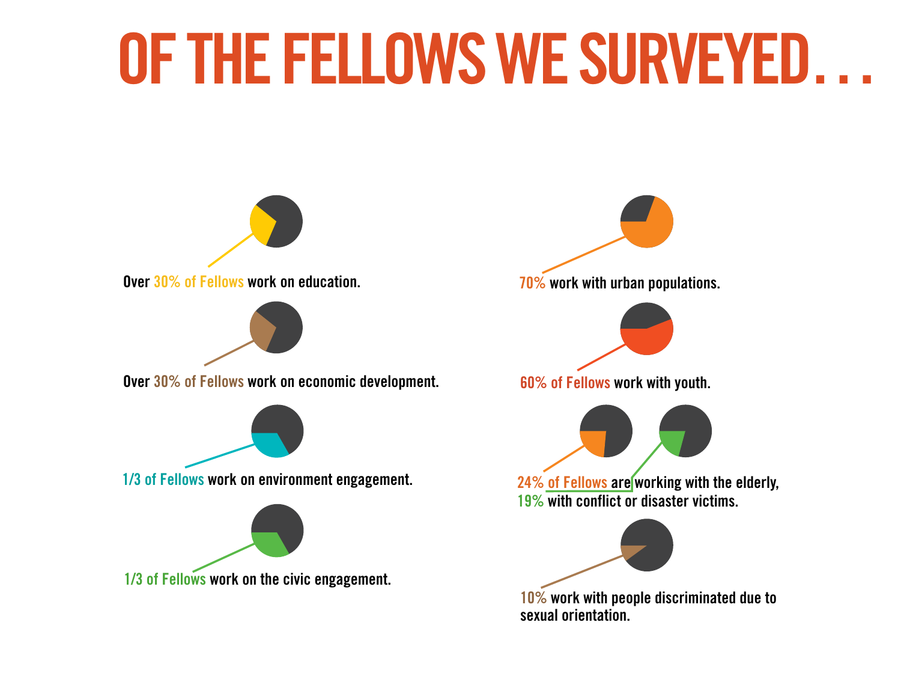# OF THE FELLOWS WE SURVEYED...

Over 30% of Fellows work on education.

Over 30% of Fellows work on economic development.

1/3 of Fellows work on environment engagement.

1/3 of Fellows work on the civic engagement.

70% work with urban populations.

60% of Fellows work with youth.

24% of Fellows are working with the elderly, 19% with conflict or disaster victims.

10% work with people discriminated due to sexual orientation.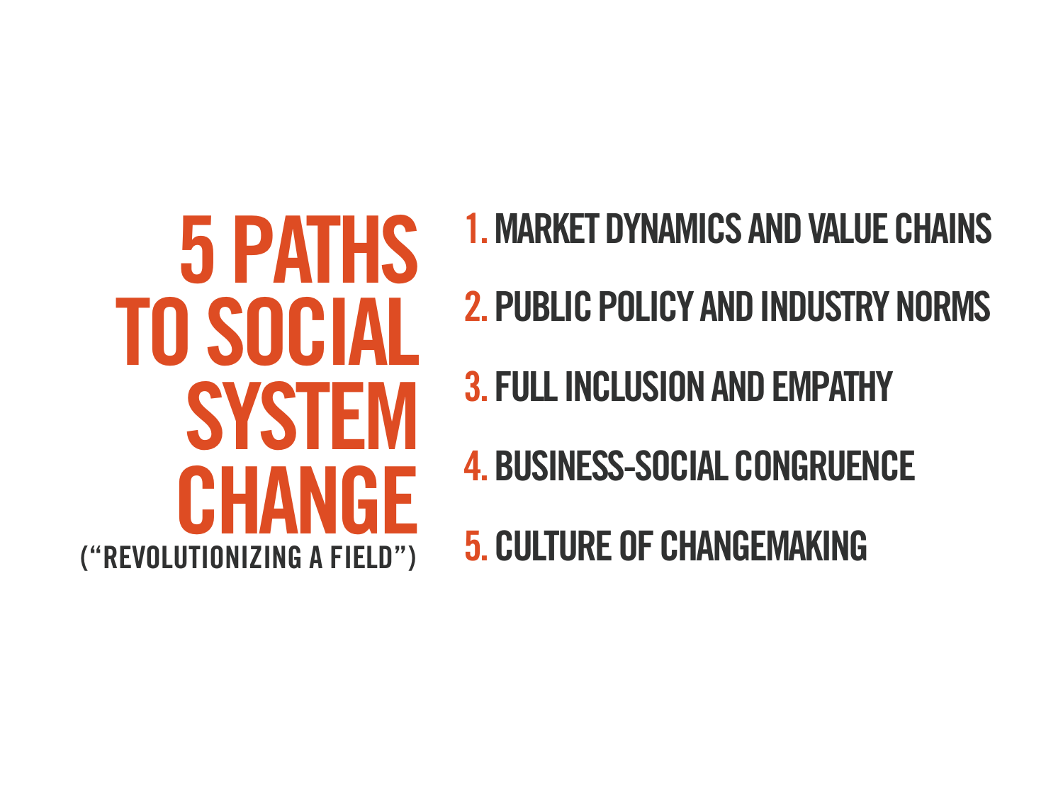# 5 PATHS TO SOCIAL SYSTEM CHANGE

("REVOLUTIONIZING A FIELD")

1. MARKET DYNAMICS AND VALUE CHAINS
2. PUBLIC POLICY AND INDUSTRY NORMS
3. FULL INCLUSION AND EMPATHY
4. BUSINESS-SOCIAL CONGRUENCE
5. CULTURE OF CHANGEMAKING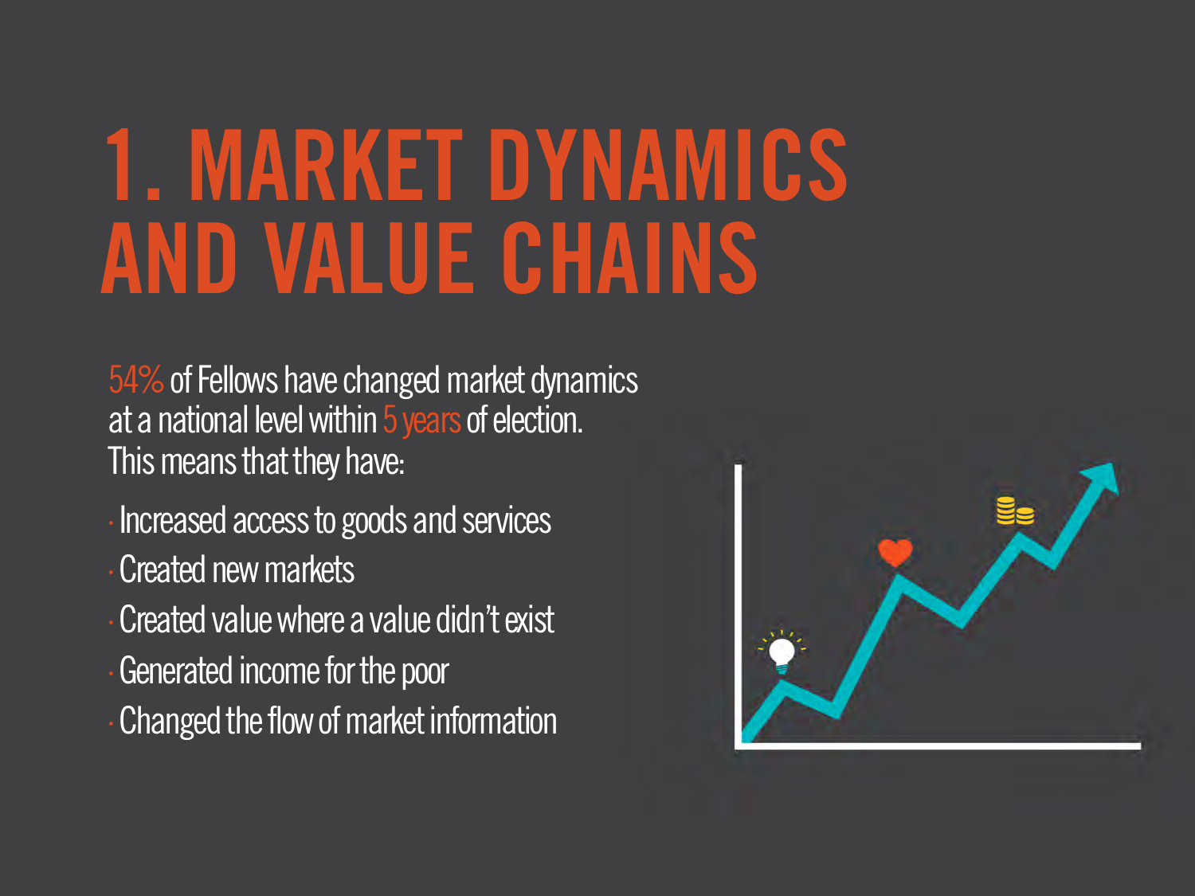# 1. MARKET DYNAMICS AND VALUE CHAINS

54% of Fellows have changed market dynamics at a national level within 5 years of election. This means that they have:

- Increased access to goods and services
- Created new markets
- Created value where a value didn't exist
- Generated income for the poor
- Changed the flow of market information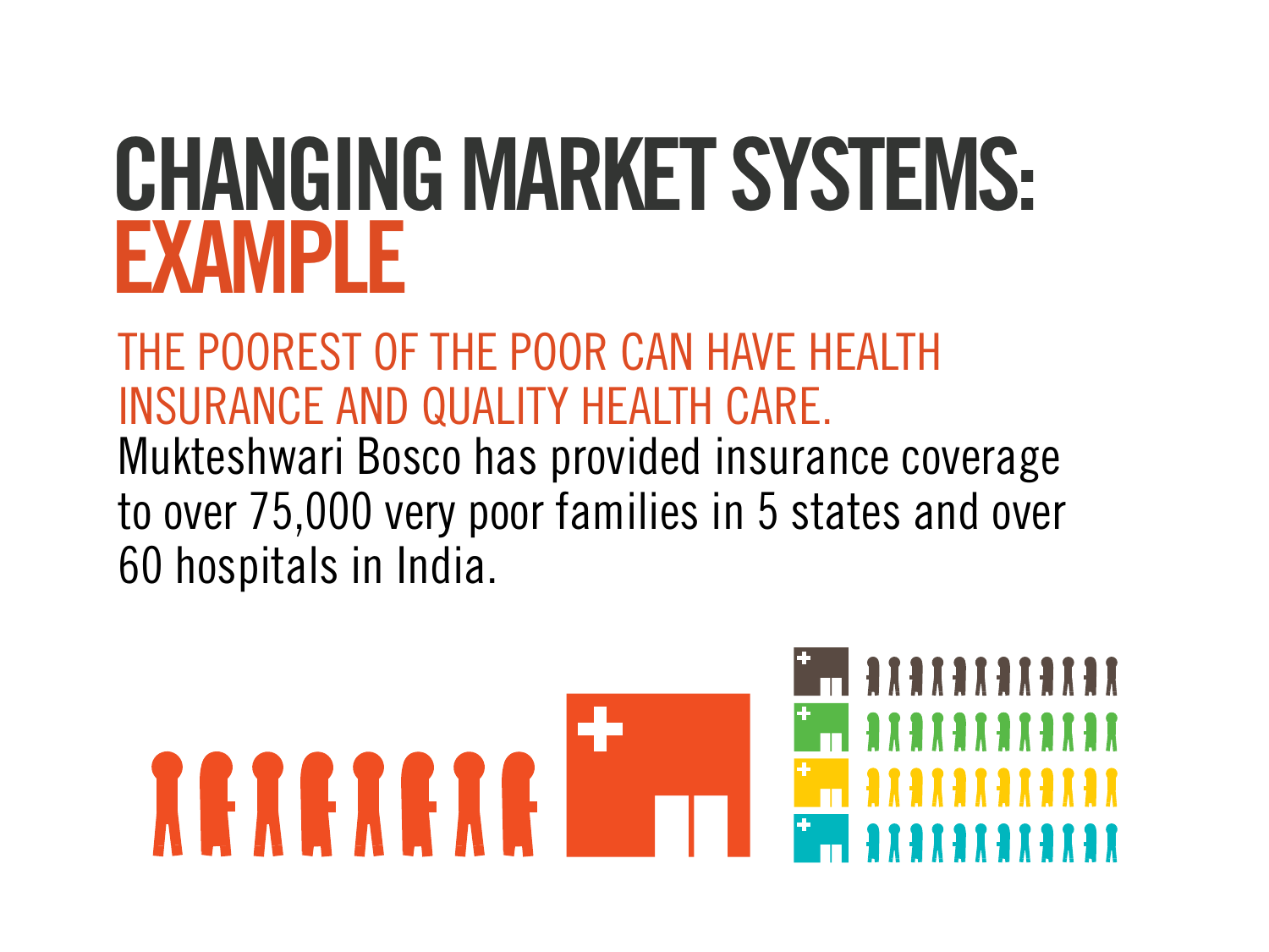# CHANGING MARKET SYSTEMS: EXAMPLE

## THE POOREST OF THE POOR CAN HAVE HEALTH INSURANCE AND QUALITY HEALTH CARE.

Mukteshwari Bosco has provided insurance coverage to over 75,000 very poor families in 5 states and over 60 hospitals in India.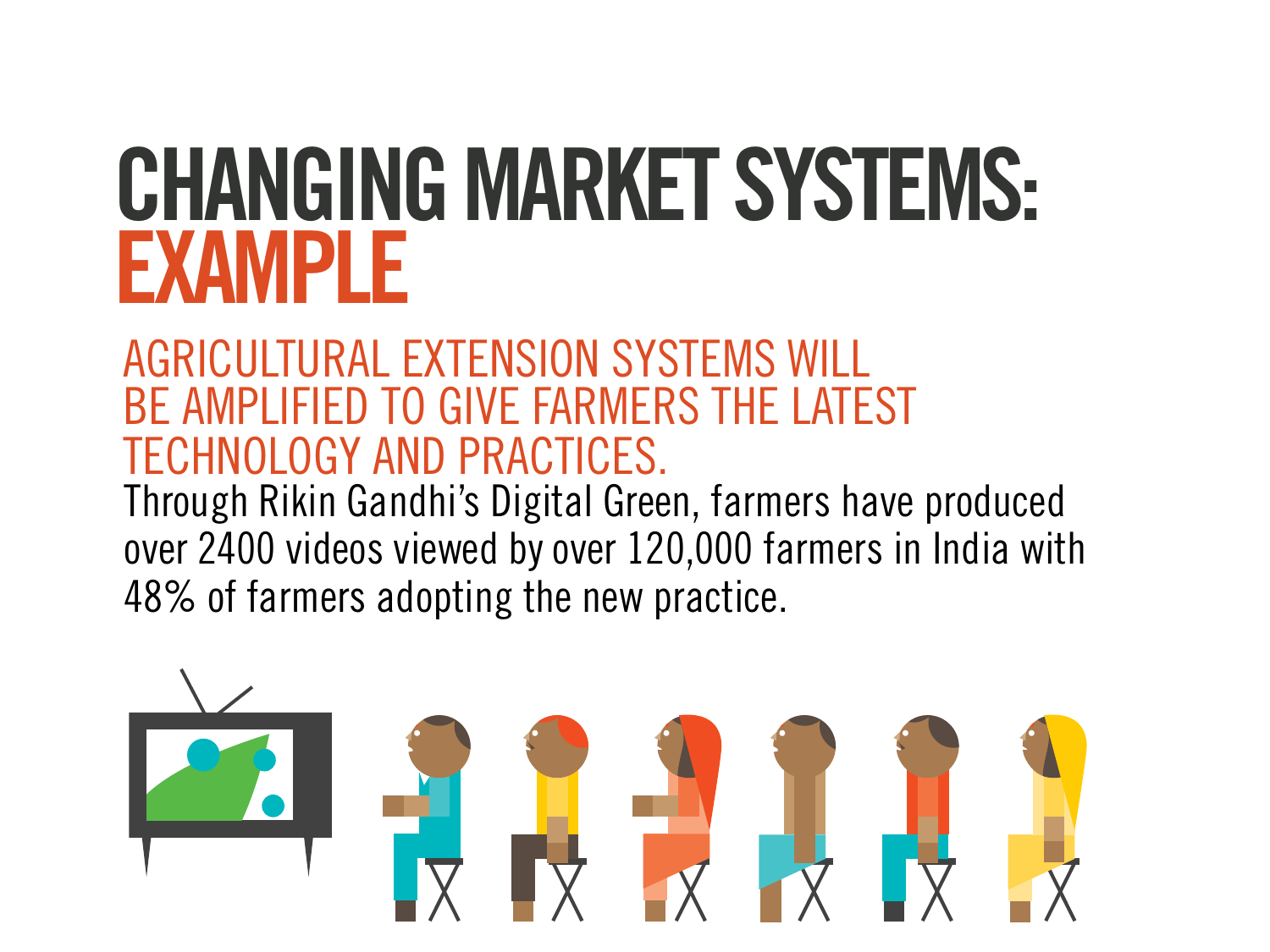# CHANGING MARKET SYSTEMS: EXAMPLE

## AGRICULTURAL EXTENSION SYSTEMS WILL BE AMPLIFIED TO GIVE FARMERS THE LATEST TECHNOLOGY AND PRACTICES.

Through Rikin Gandhi's Digital Green, farmers have produced over 2400 videos viewed by over 120,000 farmers in India with 48% of farmers adopting the new practice.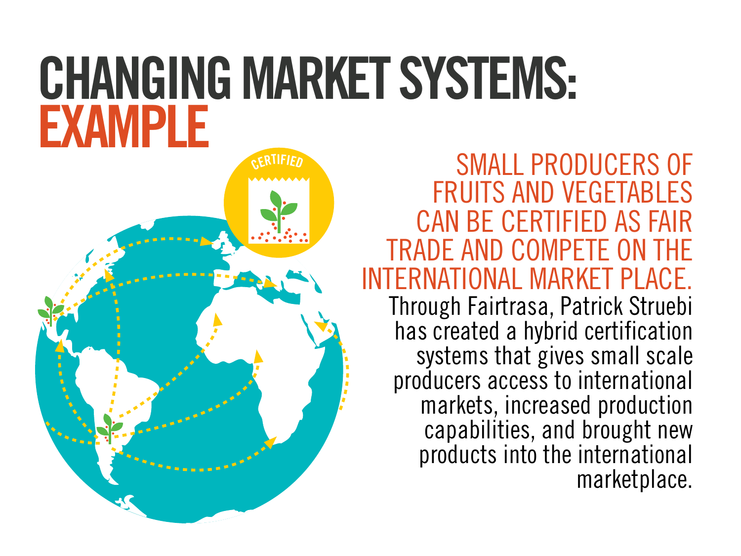# CHANGING MARKET SYSTEMS: EXAMPLE

## SMALL PRODUCERS OF FRUITS AND VEGETABLES CAN BE CERTIFIED AS FAIR TRADE AND COMPETE ON THE INTERNATIONAL MARKET PLACE.

Through Fairtrasa, Patrick Struebi has created a hybrid certification systems that gives small scale producers access to international markets, increased production capabilities, and brought new products into the international marketplace.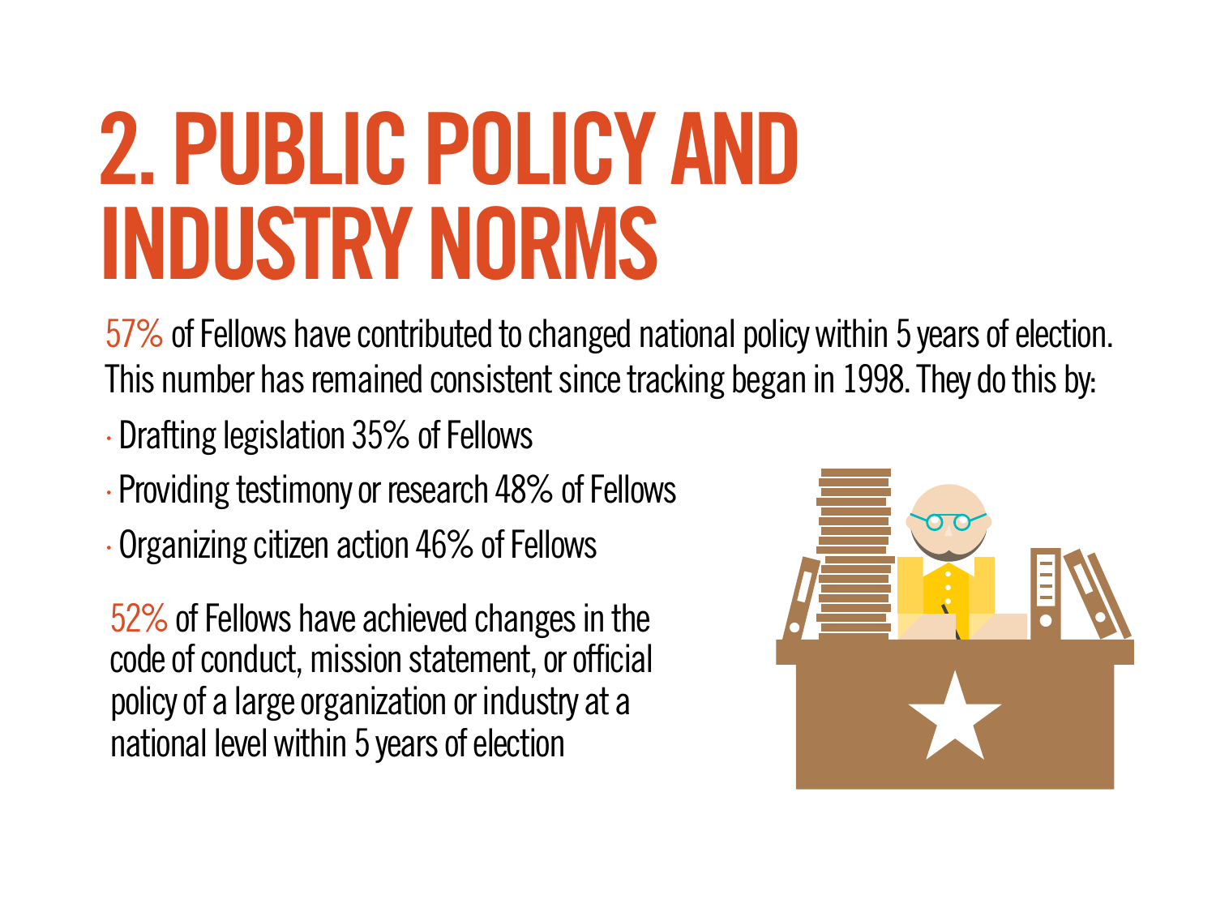# 2. PUBLIC POLICY AND INDUSTRY NORMS

57% of Fellows have contributed to changed national policy within 5 years of election. This number has remained consistent since tracking began in 1998. They do this by:

- Drafting legislation 35% of Fellows
- Providing testimony or research 48% of Fellows
- Organizing citizen action 46% of Fellows

52% of Fellows have achieved changes in the code of conduct, mission statement, or official policy of a large organization or industry at a national level within 5 years of election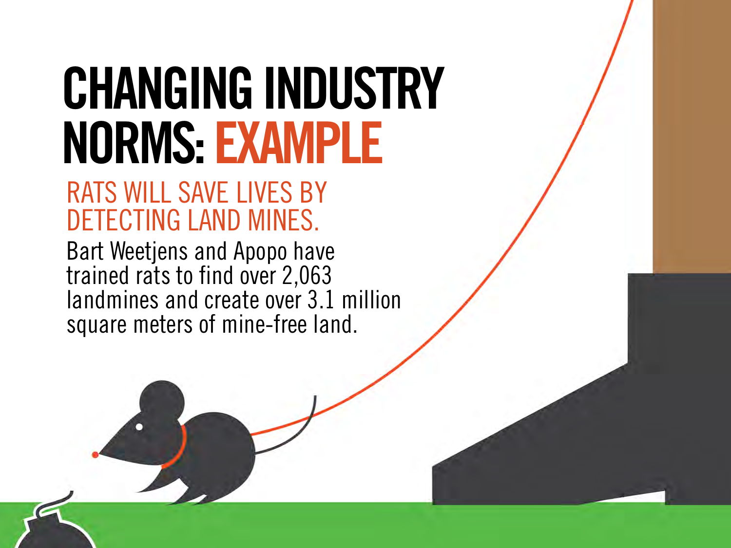# CHANGING INDUSTRY NORMS: EXAMPLE

## RATS WILL SAVE LIVES BY DETECTING LAND MINES.

Bart Weetjens and Apopo have trained rats to find over 2,063 landmines and create over 3.1 million square meters of mine-free land.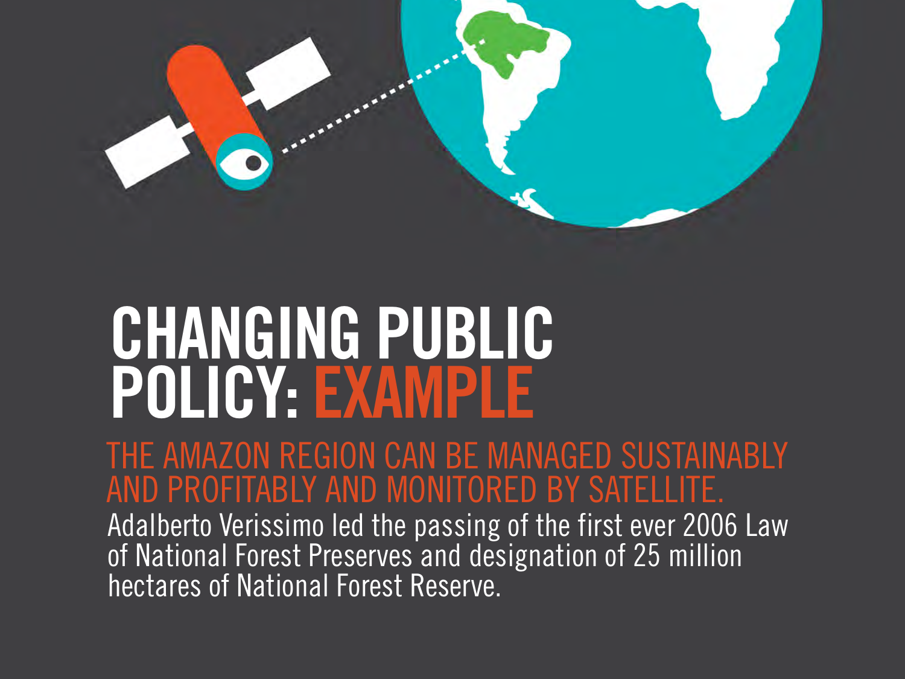# CHANGING PUBLIC POLICY: EXAMPLE

## THE AMAZON REGION CAN BE MANAGED SUSTAINABLY AND PROFITABLY AND MONITORED BY SATELLITE.

Adalberto Verissimo led the passing of the first ever 2006 Law of National Forest Preserves and designation of 25 million hectares of National Forest Reserve.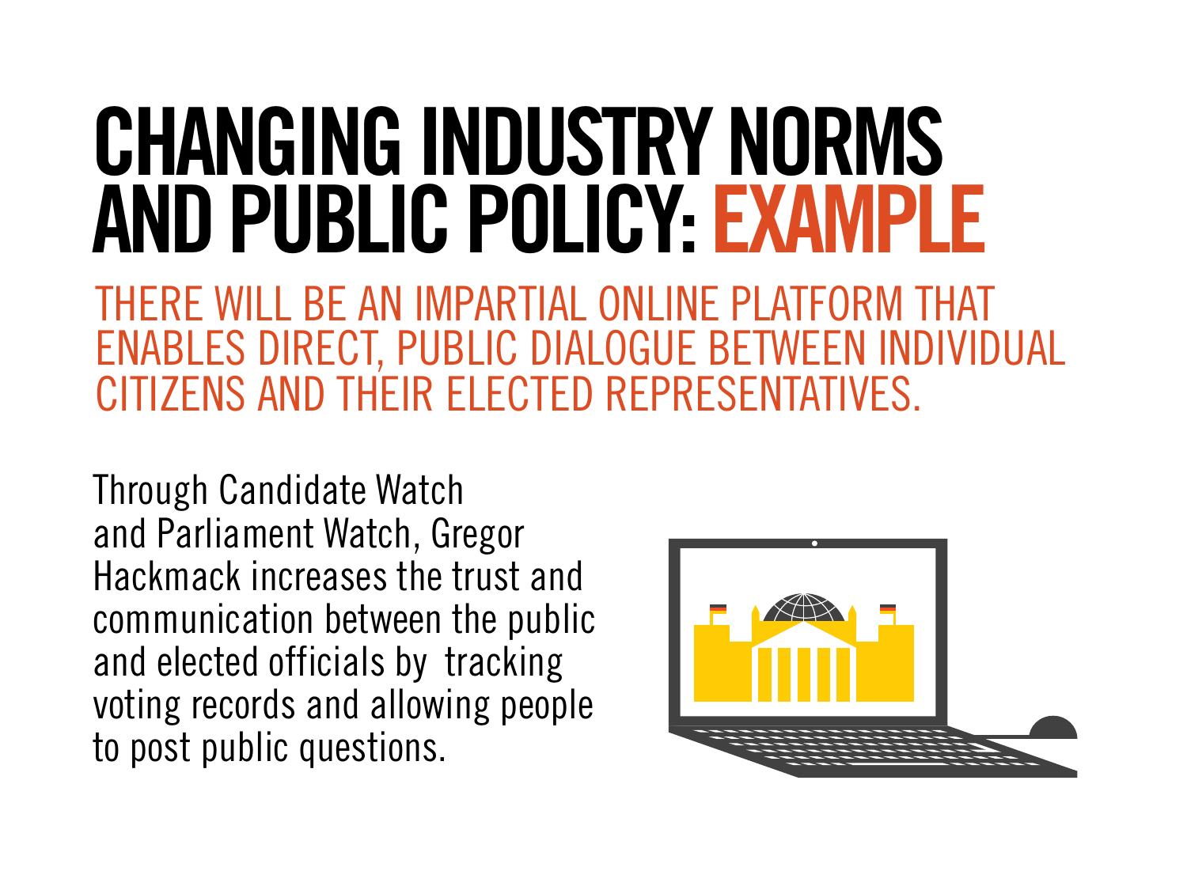# CHANGING INDUSTRY NORMS AND PUBLIC POLICY: EXAMPLE

## THERE WILL BE AN IMPARTIAL ONLINE PLATFORM THAT ENABLES DIRECT, PUBLIC DIALOGUE BETWEEN INDIVIDUAL CITIZENS AND THEIR ELECTED REPRESENTATIVES.

Through Candidate Watch and Parliament Watch, Gregor Hackmack increases the trust and communication between the public and elected officials by tracking voting records and allowing people to post public questions.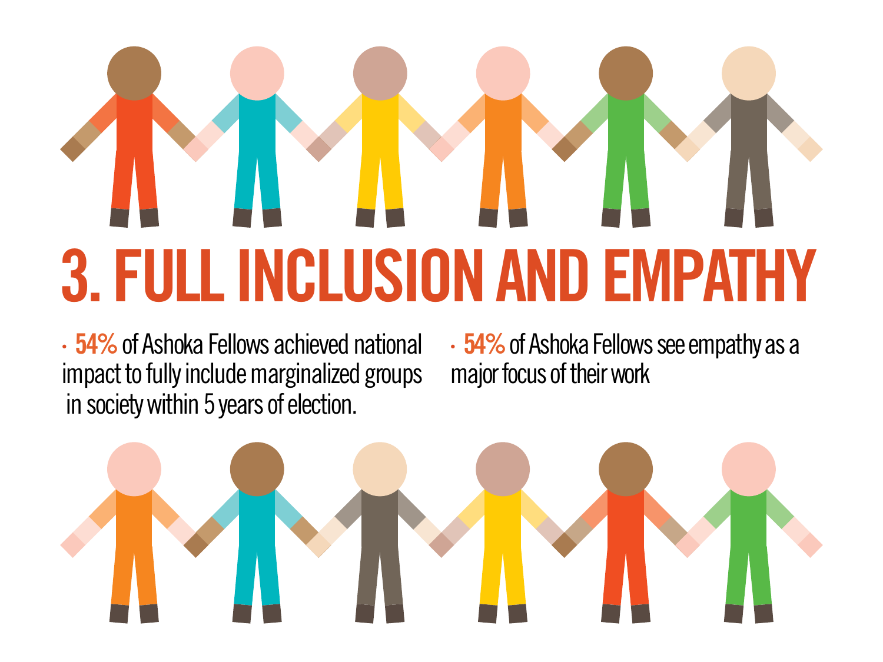# 3. FULL INCLUSION AND EMPATHY

- **54%** of Ashoka Fellows achieved national impact to fully include marginalized groups in society within 5 years of election.
- **54%** of Ashoka Fellows see empathy as a major focus of their work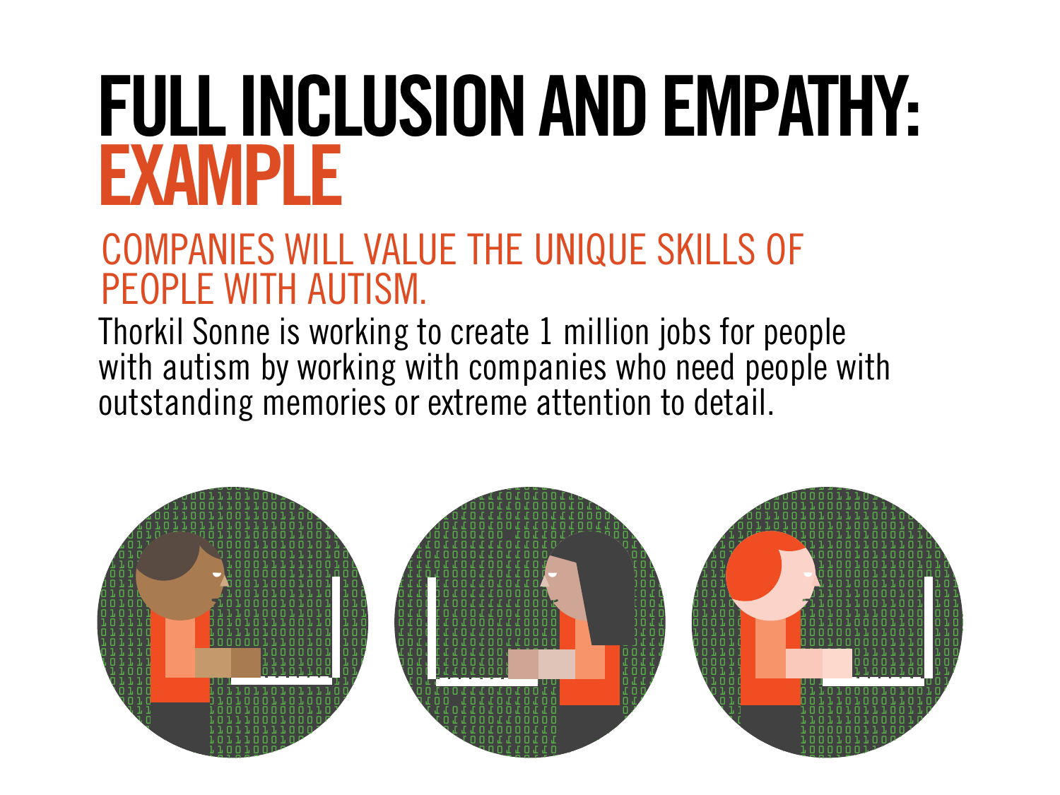# FULL INCLUSION AND EMPATHY: EXAMPLE

## COMPANIES WILL VALUE THE UNIQUE SKILLS OF PEOPLE WITH AUTISM.

Thorkil Sonne is working to create 1 million jobs for people with autism by working with companies who need people with outstanding memories or extreme attention to detail.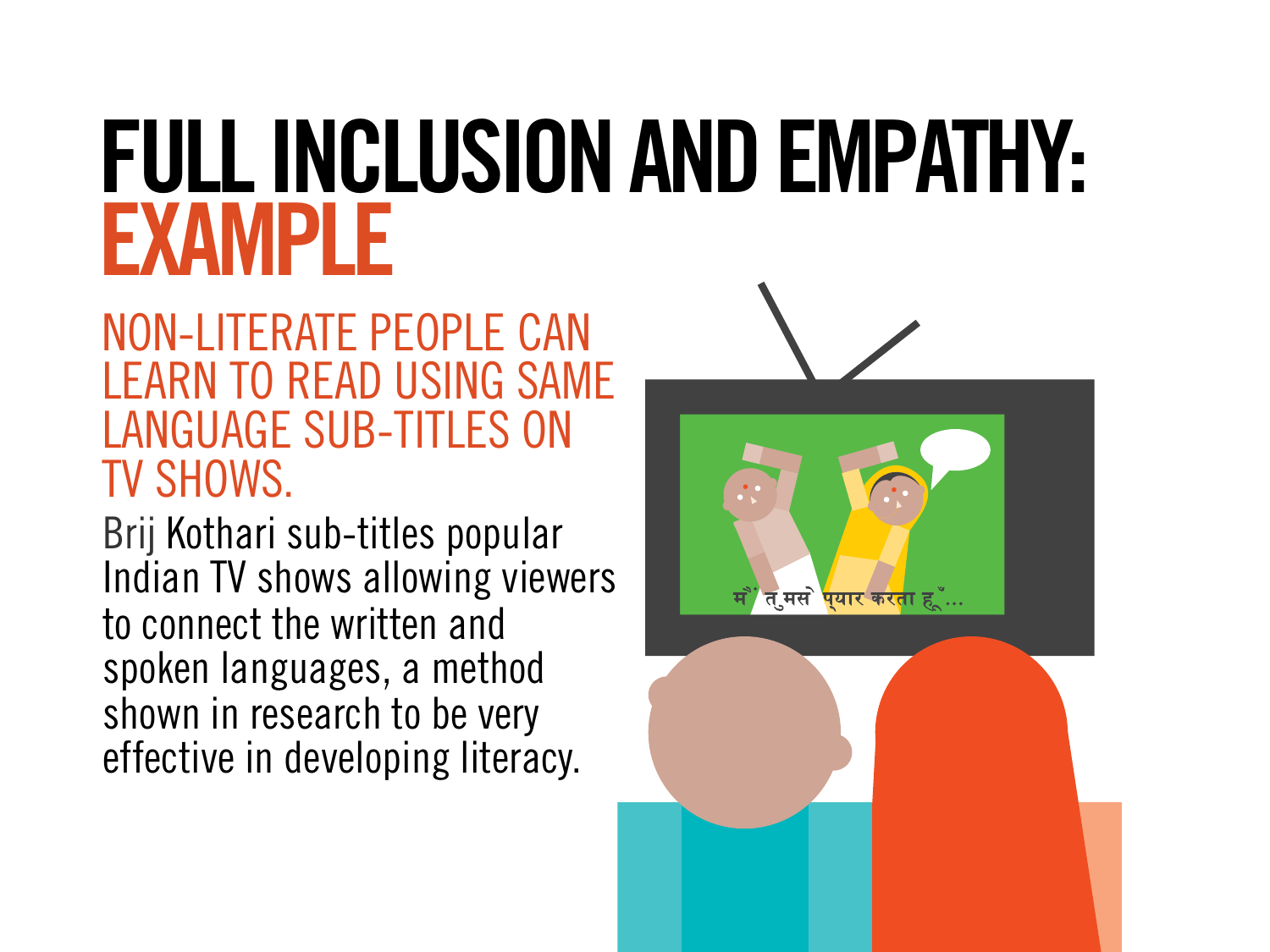# FULL INCLUSION AND EMPATHY: EXAMPLE

## NON-LITERATE PEOPLE CAN LEARN TO READ USING SAME LANGUAGE SUB-TITLES ON TV SHOWS.

Brij Kothari sub-titles popular Indian TV shows allowing viewers to connect the written and spoken languages, a method shown in research to be very effective in developing literacy.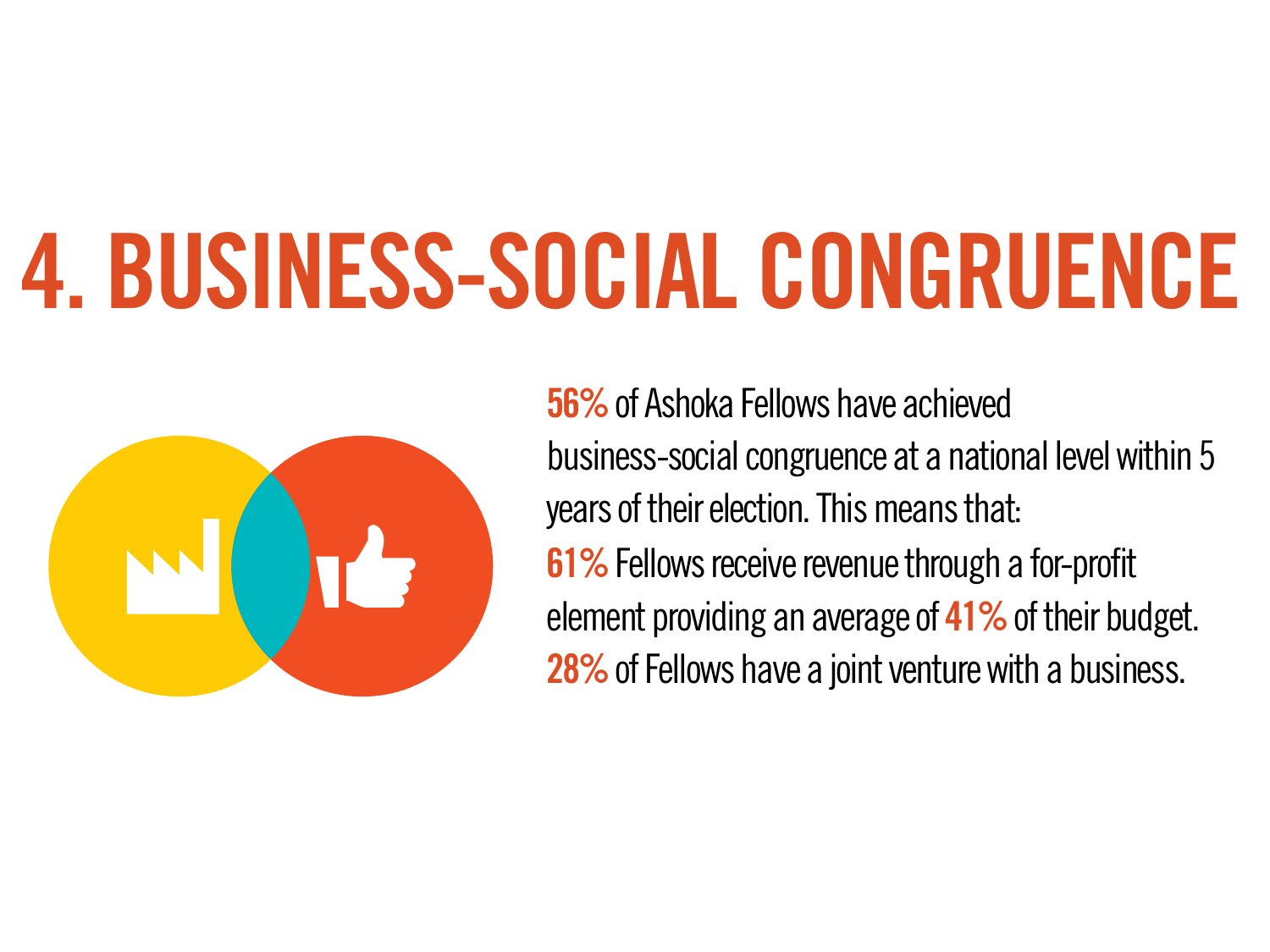# 4. BUSINESS-SOCIAL CONGRUENCE

**56%** of Ashoka Fellows have achieved business-social congruence at a national level within 5 years of their election. This means that:

**61%** Fellows receive revenue through a for-profit element providing an average of **41%** of their budget.

**28%** of Fellows have a joint venture with a business.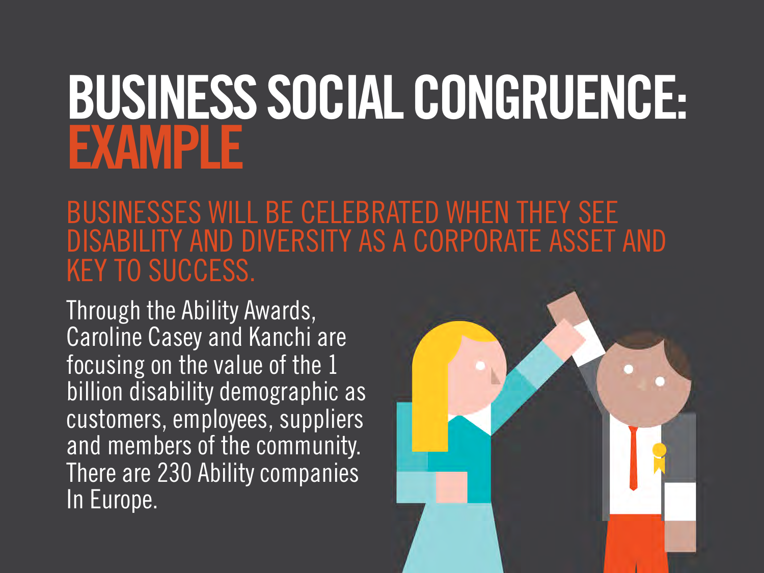# BUSINESS SOCIAL CONGRUENCE: EXAMPLE

## BUSINESSES WILL BE CELEBRATED WHEN THEY SEE DISABILITY AND DIVERSITY AS A CORPORATE ASSET AND KEY TO SUCCESS.

Through the Ability Awards, Caroline Casey and Kanchi are focusing on the value of the 1 billion disability demographic as customers, employees, suppliers and members of the community. There are 230 Ability companies In Europe.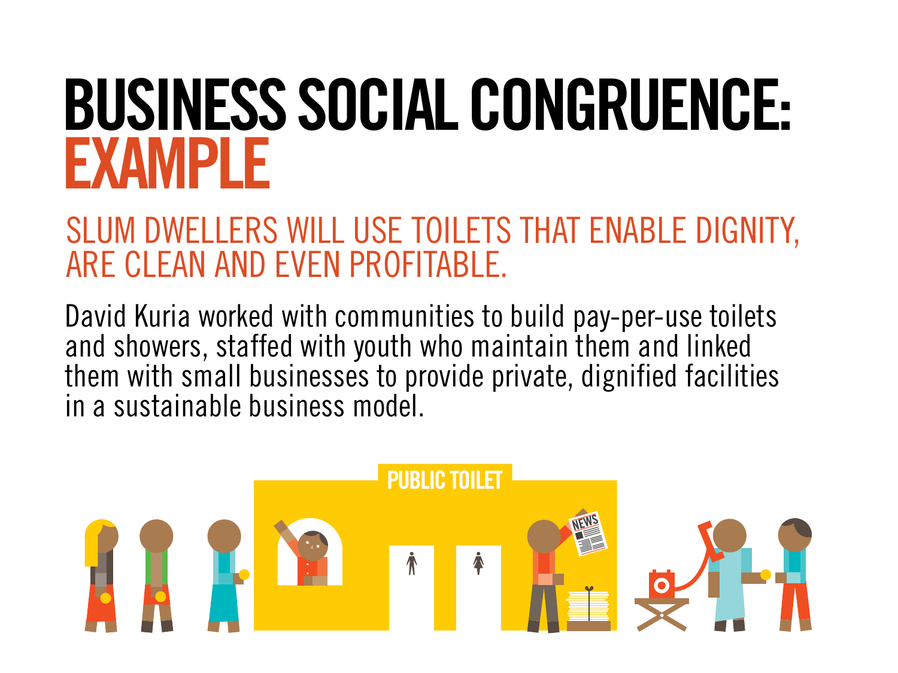# BUSINESS SOCIAL CONGRUENCE: EXAMPLE

## SLUM DWELLERS WILL USE TOILETS THAT ENABLE DIGNITY, ARE CLEAN AND EVEN PROFITABLE.

David Kuria worked with communities to build pay-per-use toilets and showers, staffed with youth who maintain them and linked them with small businesses to provide private, dignified facilities in a sustainable business model.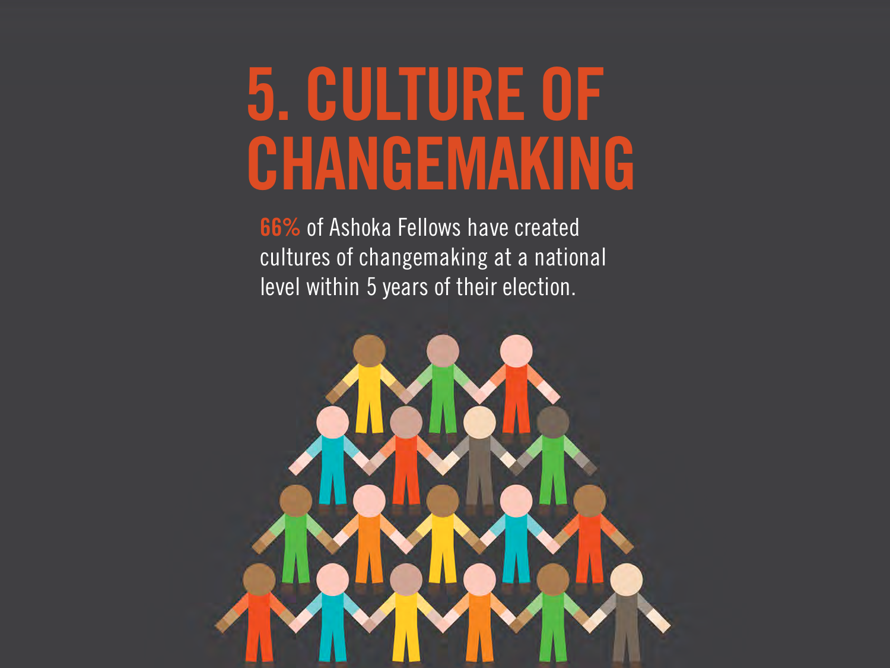# 5. CULTURE OF CHANGEMAKING

**66%** of Ashoka Fellows have created cultures of changemaking at a national level within 5 years of their election.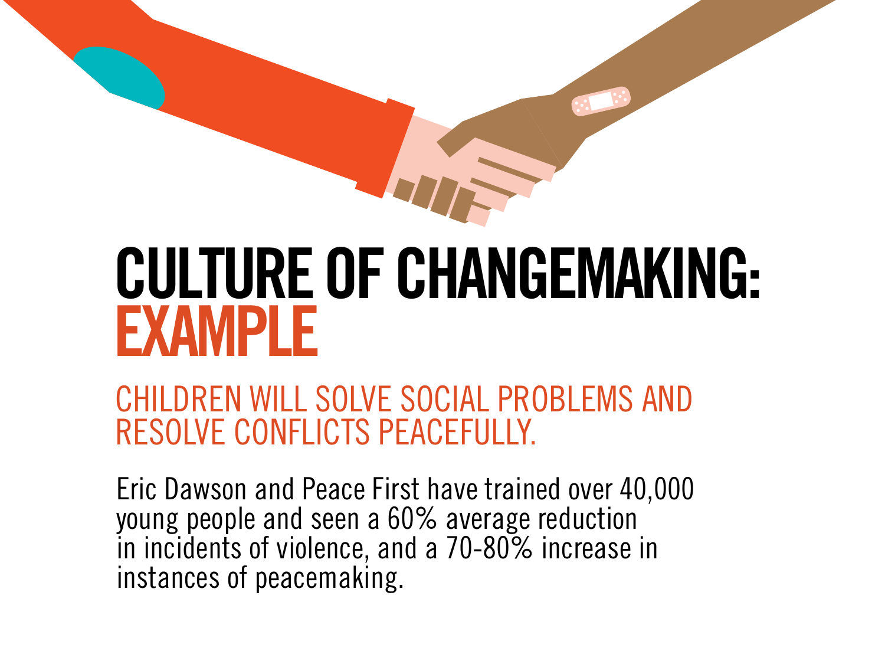# CULTURE OF CHANGEMAKING: EXAMPLE

## CHILDREN WILL SOLVE SOCIAL PROBLEMS AND RESOLVE CONFLICTS PEACEFULLY.

Eric Dawson and Peace First have trained over 40,000 young people and seen a 60% average reduction in incidents of violence, and a 70-80% increase in instances of peacemaking.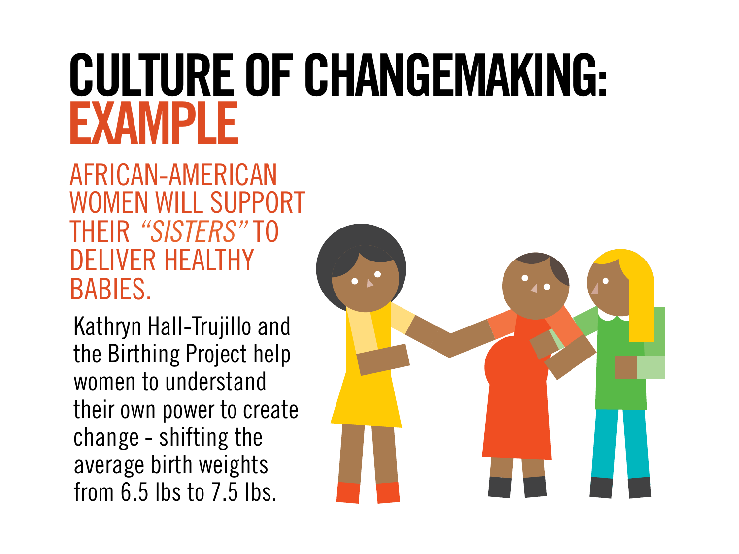# CULTURE OF CHANGEMAKING: EXAMPLE

## AFRICAN-AMERICAN WOMEN WILL SUPPORT THEIR *"SISTERS"* TO DELIVER HEALTHY BABIES.

Kathryn Hall-Trujillo and the Birthing Project help women to understand their own power to create change - shifting the average birth weights from 6.5 lbs to 7.5 lbs.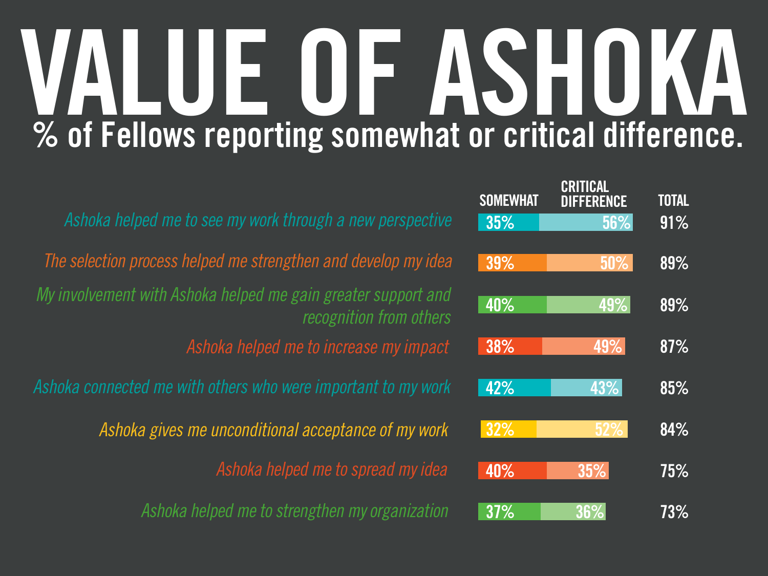# VALUE OF ASHOKA

## % of Fellows reporting somewhat or critical difference.

| | SOMEWHAT | CRITICAL DIFFERENCE | TOTAL |
|---|---|---|---|
| *Ashoka helped me to see my work through a new perspective* | 35% | 56% | 91% |
| *The selection process helped me strengthen and develop my idea* | 39% | 50% | 89% |
| *My involvement with Ashoka helped me gain greater support and recognition from others* | 40% | 49% | 89% |
| *Ashoka helped me to increase my impact* | 38% | 49% | 87% |
| *Ashoka connected me with others who were important to my work* | 42% | 43% | 85% |
| *Ashoka gives me unconditional acceptance of my work* | 32% | 52% | 84% |
| *Ashoka helped me to spread my idea* | 40% | 35% | 75% |
| *Ashoka helped me to strengthen my organization* | 37% | 36% | 73% |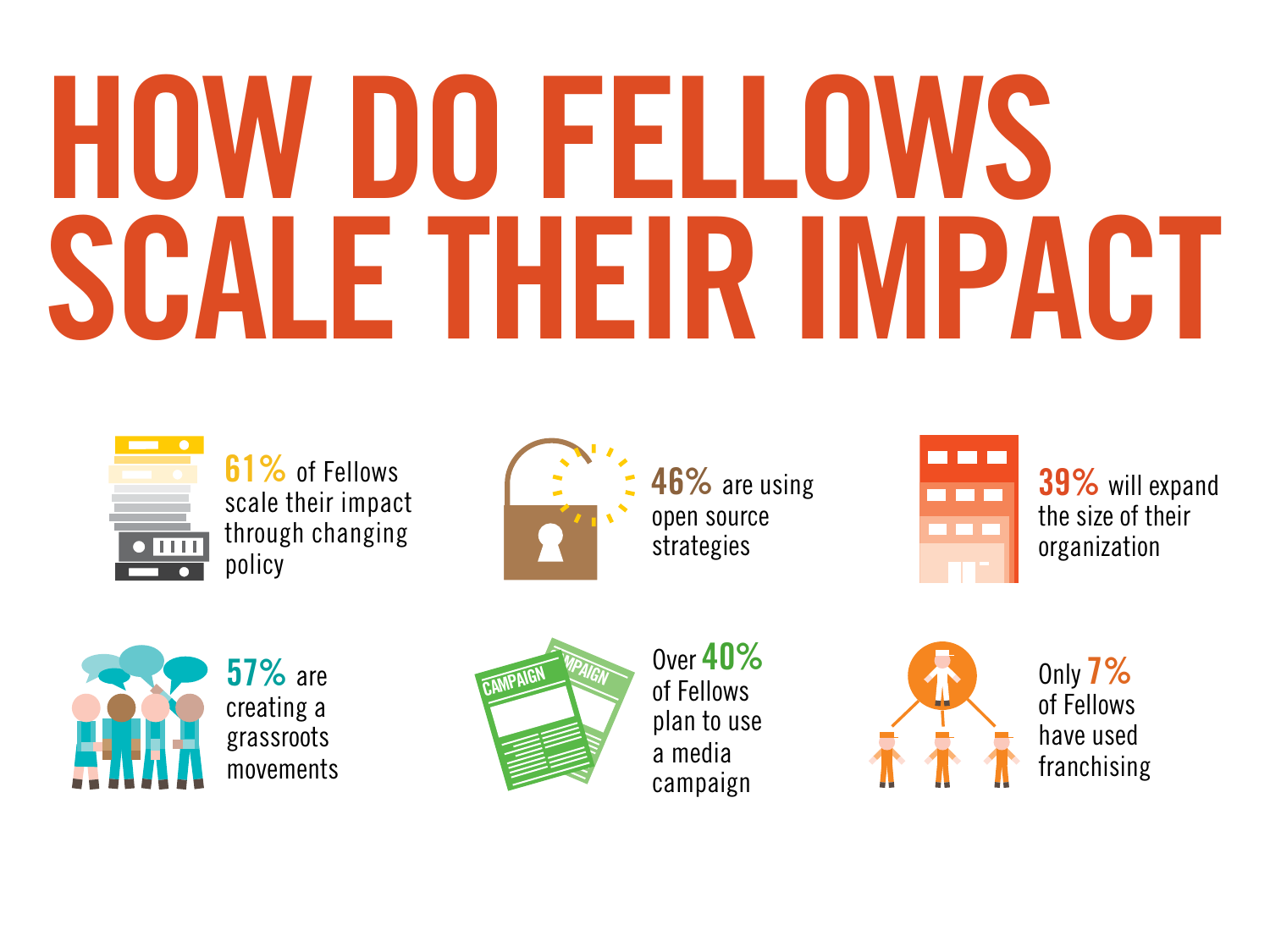# HOW DO FELLOWS SCALE THEIR IMPACT

**61%** of Fellows scale their impact through changing policy

**46%** are using open source strategies

**39%** will expand the size of their organization

**57%** are creating a grassroots movements

Over **40%** of Fellows plan to use a media campaign

Only **7%** of Fellows have used franchising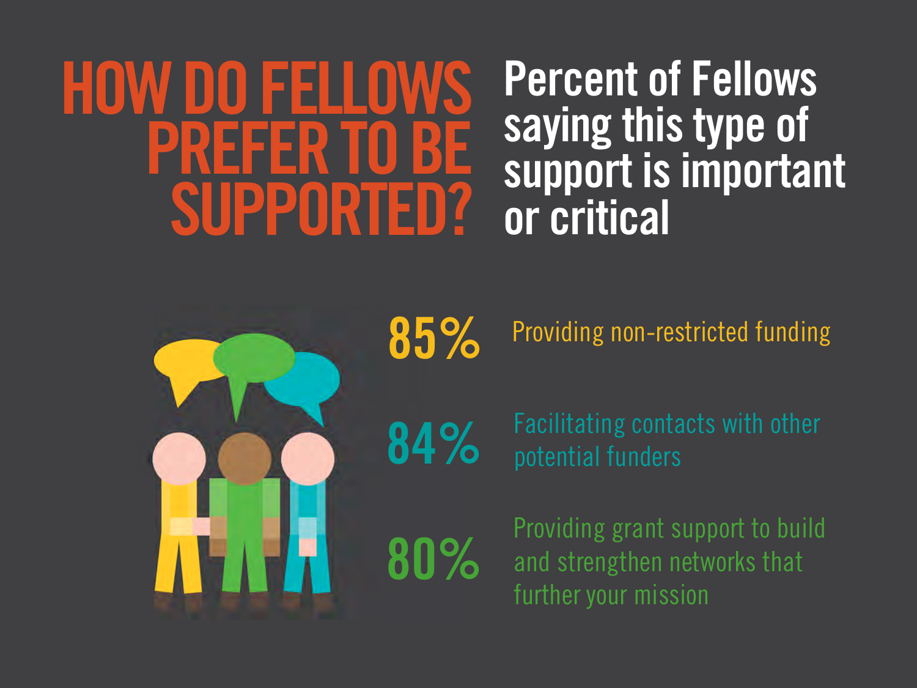# HOW DO FELLOWS PREFER TO BE SUPPORTED?

## Percent of Fellows saying this type of support is important or critical

**85%** Providing non-restricted funding

**84%** Facilitating contacts with other potential funders

**80%** Providing grant support to build and strengthen networks that further your mission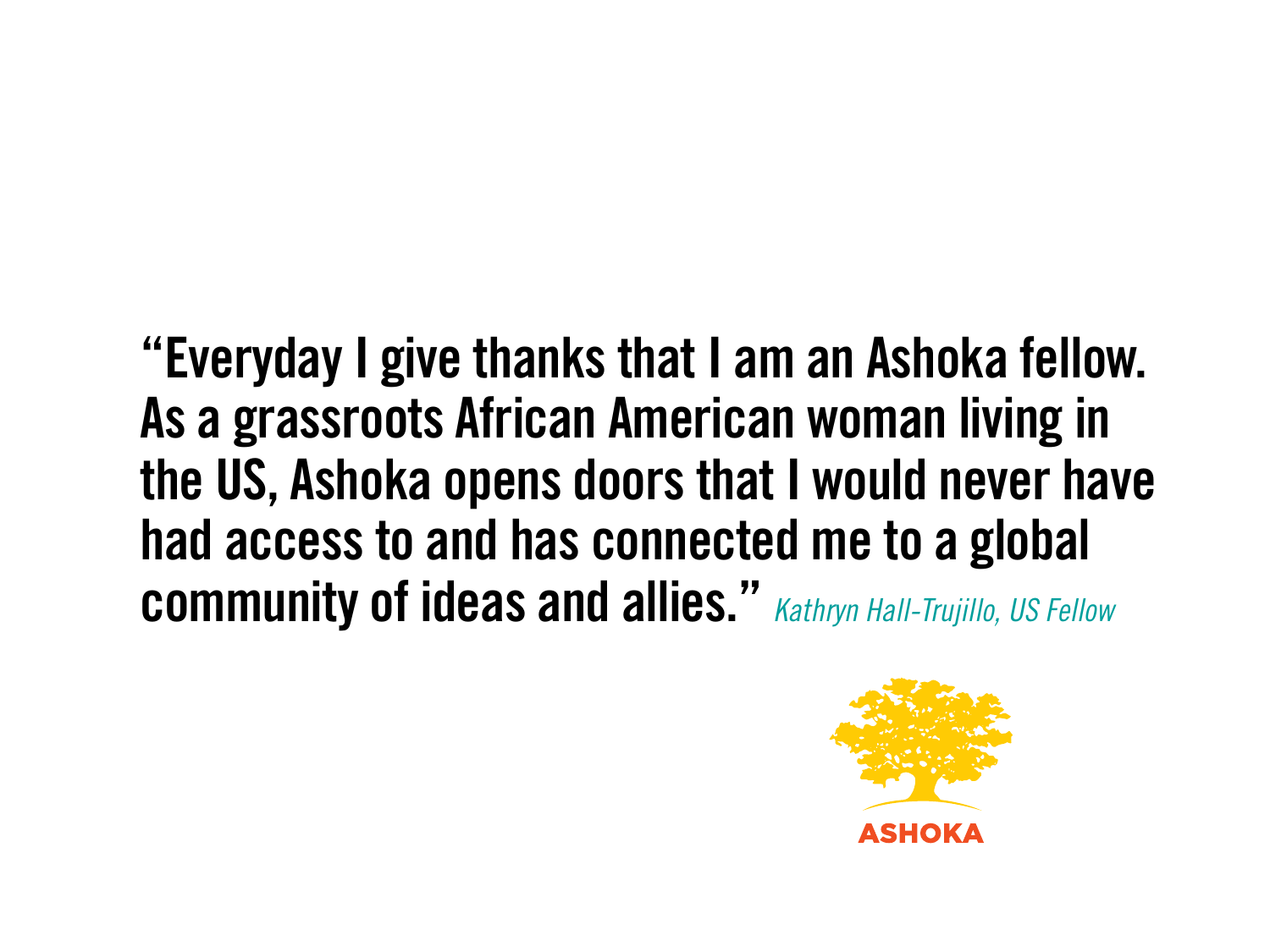"Everyday I give thanks that I am an Ashoka fellow. As a grassroots African American woman living in the US, Ashoka opens doors that I would never have had access to and has connected me to a global community of ideas and allies." *Kathryn Hall-Trujillo, US Fellow*

ASHOKA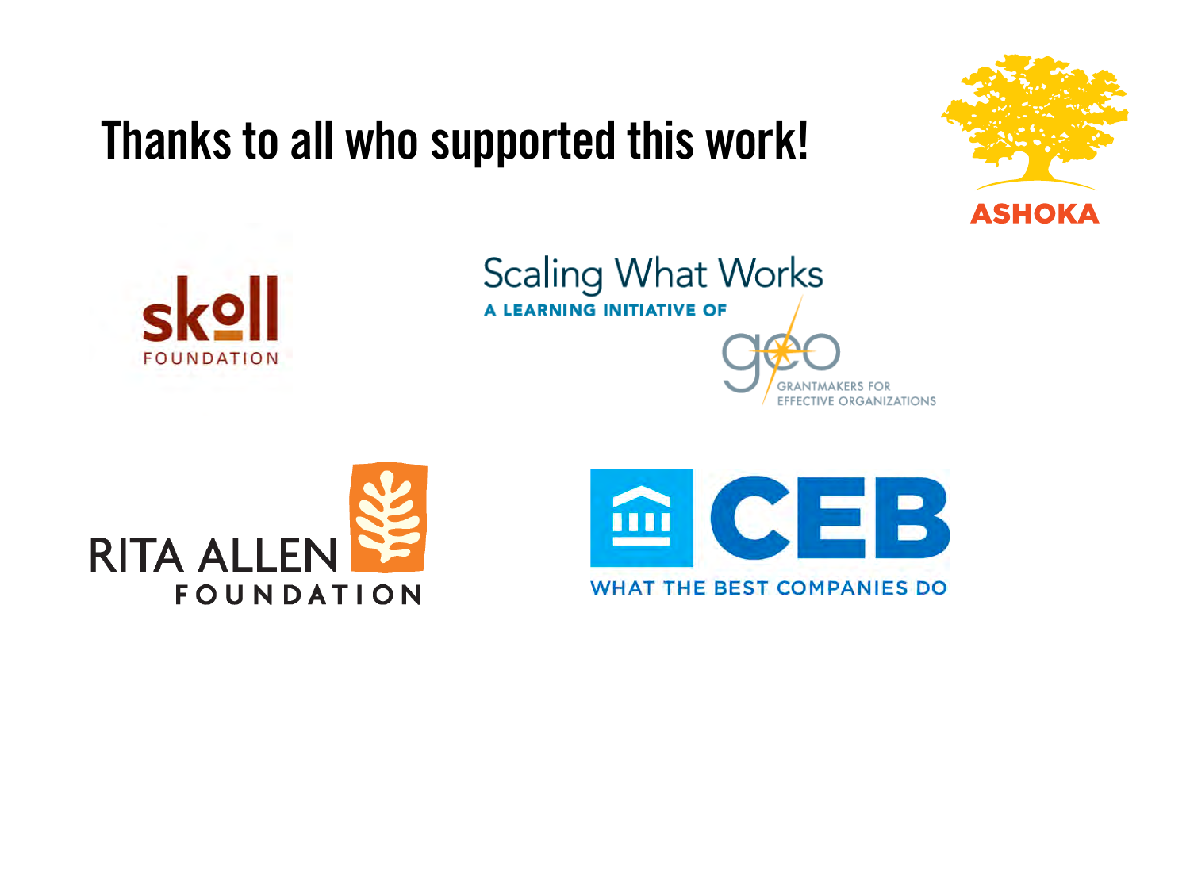# Thanks to all who supported this work!

ASHOKA

skoll FOUNDATION

Scaling What Works

A LEARNING INITIATIVE OF

geo GRANTMAKERS FOR EFFECTIVE ORGANIZATIONS

RITA ALLEN FOUNDATION

CEB

WHAT THE BEST COMPANIES DO